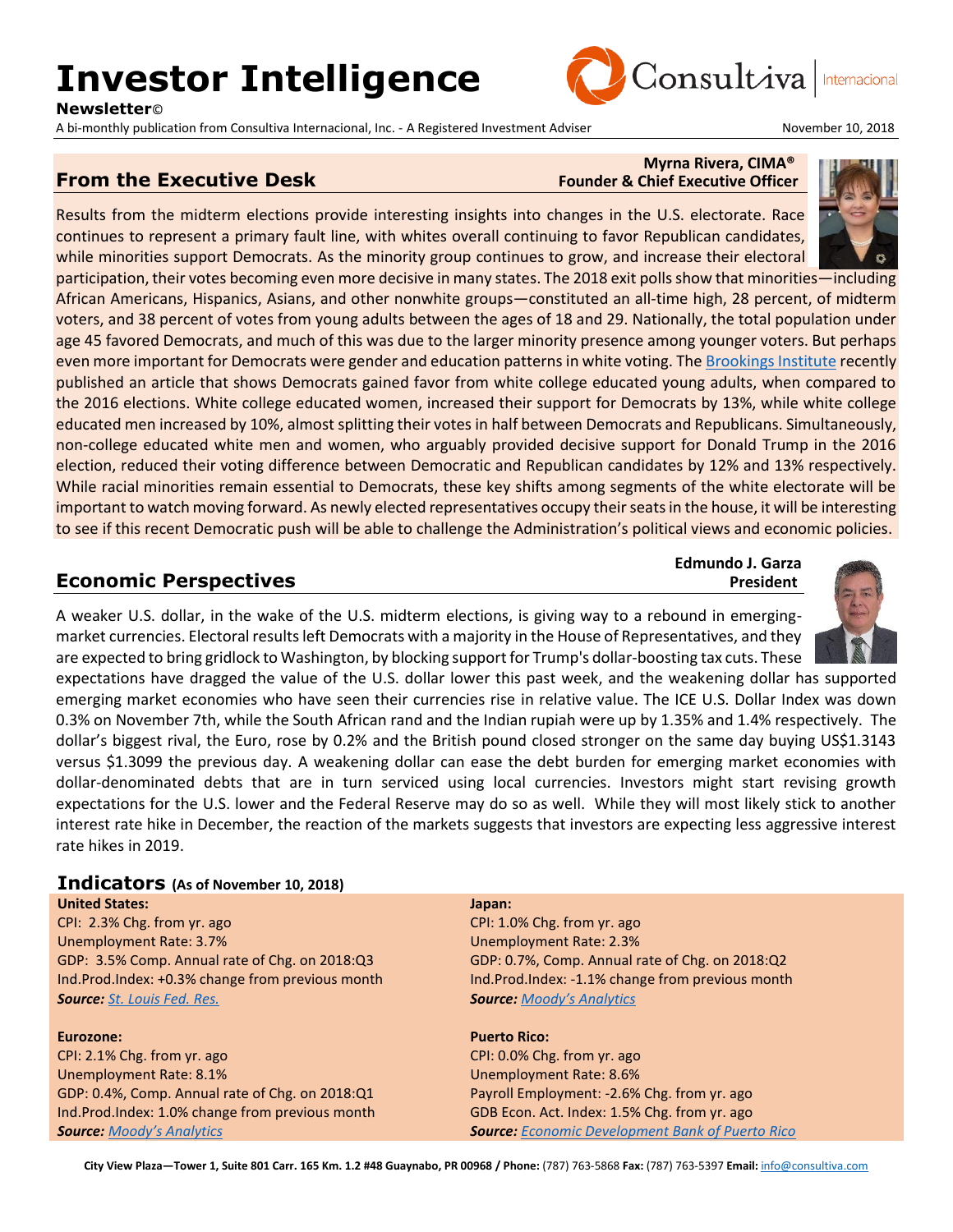# Investor Intelligence

**Newsletter©**

A bi-monthly publication from Consultiva Internacional, Inc. - A Registered Investment Adviser

November 10, 2018

## From the Executive Desk

**Myrna Rivera, CIMA®**
**Founder & Chief Executive Officer**

Results from the midterm elections provide interesting insights into changes in the U.S. electorate. Race continues to represent a primary fault line, with whites overall continuing to favor Republican candidates, while minorities support Democrats. As the minority group continues to grow, and increase their electoral participation, their votes becoming even more decisive in many states. The 2018 exit polls show that minorities—including African Americans, Hispanics, Asians, and other nonwhite groups—constituted an all-time high, 28 percent, of midterm voters, and 38 percent of votes from young adults between the ages of 18 and 29. Nationally, the total population under age 45 favored Democrats, and much of this was due to the larger minority presence among younger voters. But perhaps even more important for Democrats were gender and education patterns in white voting. The Brookings Institute recently published an article that shows Democrats gained favor from white college educated young adults, when compared to the 2016 elections. White college educated women, increased their support for Democrats by 13%, while white college educated men increased by 10%, almost splitting their votes in half between Democrats and Republicans. Simultaneously, non-college educated white men and women, who arguably provided decisive support for Donald Trump in the 2016 election, reduced their voting difference between Democratic and Republican candidates by 12% and 13% respectively. While racial minorities remain essential to Democrats, these key shifts among segments of the white electorate will be important to watch moving forward. As newly elected representatives occupy their seats in the house, it will be interesting to see if this recent Democratic push will be able to challenge the Administration's political views and economic policies.

## Economic Perspectives

**Edmundo J. Garza**
**President**

A weaker U.S. dollar, in the wake of the U.S. midterm elections, is giving way to a rebound in emerging-market currencies. Electoral results left Democrats with a majority in the House of Representatives, and they are expected to bring gridlock to Washington, by blocking support for Trump's dollar-boosting tax cuts. These expectations have dragged the value of the U.S. dollar lower this past week, and the weakening dollar has supported emerging market economies who have seen their currencies rise in relative value. The ICE U.S. Dollar Index was down 0.3% on November 7th, while the South African rand and the Indian rupiah were up by 1.35% and 1.4% respectively. The dollar's biggest rival, the Euro, rose by 0.2% and the British pound closed stronger on the same day buying US$1.3143 versus $1.3099 the previous day. A weakening dollar can ease the debt burden for emerging market economies with dollar-denominated debts that are in turn serviced using local currencies. Investors might start revising growth expectations for the U.S. lower and the Federal Reserve may do so as well. While they will most likely stick to another interest rate hike in December, the reaction of the markets suggests that investors are expecting less aggressive interest rate hikes in 2019.

## Indicators (As of November 10, 2018)

**United States:**
CPI: 2.3% Chg. from yr. ago
Unemployment Rate: 3.7%
GDP: 3.5% Comp. Annual rate of Chg. on 2018:Q3
Ind.Prod.Index: +0.3% change from previous month
***Source:*** *St. Louis Fed. Res.*

**Eurozone:**
CPI: 2.1% Chg. from yr. ago
Unemployment Rate: 8.1%
GDP: 0.4%, Comp. Annual rate of Chg. on 2018:Q1
Ind.Prod.Index: 1.0% change from previous month
***Source:*** *Moody's Analytics*

**Japan:**
CPI: 1.0% Chg. from yr. ago
Unemployment Rate: 2.3%
GDP: 0.7%, Comp. Annual rate of Chg. on 2018:Q2
Ind.Prod.Index: -1.1% change from previous month
***Source:*** *Moody's Analytics*

**Puerto Rico:**
CPI: 0.0% Chg. from yr. ago
Unemployment Rate: 8.6%
Payroll Employment: -2.6% Chg. from yr. ago
GDB Econ. Act. Index: 1.5% Chg. from yr. ago
***Source:*** *Economic Development Bank of Puerto Rico*

**City View Plaza—Tower 1, Suite 801 Carr. 165 Km. 1.2 #48 Guaynabo, PR 00968 / Phone:** (787) 763-5868 **Fax:** (787) 763-5397 **Email:** info@consultiva.com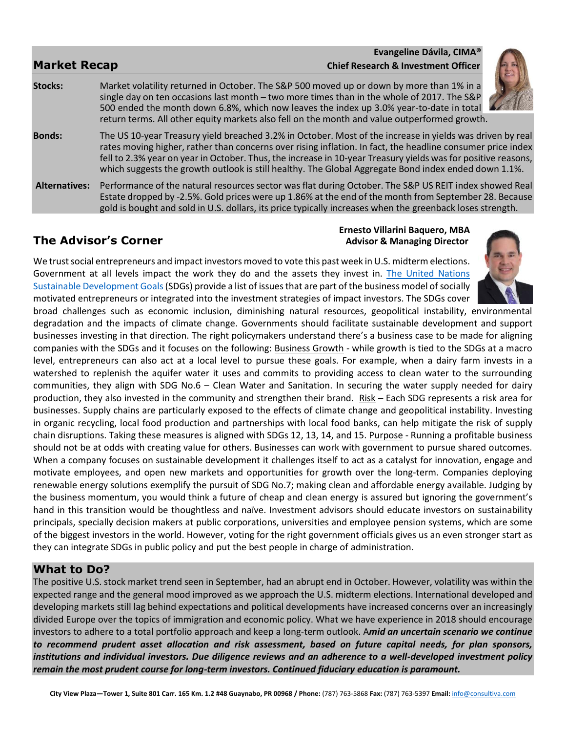## Market Recap

**Evangeline Dávila, CIMA®**
**Chief Research & Investment Officer**

**Stocks:** Market volatility returned in October. The S&P 500 moved up or down by more than 1% in a single day on ten occasions last month – two more times than in the whole of 2017. The S&P 500 ended the month down 6.8%, which now leaves the index up 3.0% year-to-date in total return terms. All other equity markets also fell on the month and value outperformed growth.

**Bonds:** The US 10-year Treasury yield breached 3.2% in October. Most of the increase in yields was driven by real rates moving higher, rather than concerns over rising inflation. In fact, the headline consumer price index fell to 2.3% year on year in October. Thus, the increase in 10-year Treasury yields was for positive reasons, which suggests the growth outlook is still healthy. The Global Aggregate Bond index ended down 1.1%.

**Alternatives:** Performance of the natural resources sector was flat during October. The S&P US REIT index showed Real Estate dropped by -2.5%. Gold prices were up 1.86% at the end of the month from September 28. Because gold is bought and sold in U.S. dollars, its price typically increases when the greenback loses strength.

## The Advisor's Corner

**Ernesto Villarini Baquero, MBA**
**Advisor & Managing Director**

We trust social entrepreneurs and impact investors moved to vote this past week in U.S. midterm elections. Government at all levels impact the work they do and the assets they invest in. The United Nations Sustainable Development Goals (SDGs) provide a list of issues that are part of the business model of socially motivated entrepreneurs or integrated into the investment strategies of impact investors. The SDGs cover broad challenges such as economic inclusion, diminishing natural resources, geopolitical instability, environmental degradation and the impacts of climate change. Governments should facilitate sustainable development and support businesses investing in that direction. The right policymakers understand there's a business case to be made for aligning companies with the SDGs and it focuses on the following: Business Growth - while growth is tied to the SDGs at a macro level, entrepreneurs can also act at a local level to pursue these goals. For example, when a dairy farm invests in a watershed to replenish the aquifer water it uses and commits to providing access to clean water to the surrounding communities, they align with SDG No.6 – Clean Water and Sanitation. In securing the water supply needed for dairy production, they also invested in the community and strengthen their brand. Risk – Each SDG represents a risk area for businesses. Supply chains are particularly exposed to the effects of climate change and geopolitical instability. Investing in organic recycling, local food production and partnerships with local food banks, can help mitigate the risk of supply chain disruptions. Taking these measures is aligned with SDGs 12, 13, 14, and 15. Purpose - Running a profitable business should not be at odds with creating value for others. Businesses can work with government to pursue shared outcomes. When a company focuses on sustainable development it challenges itself to act as a catalyst for innovation, engage and motivate employees, and open new markets and opportunities for growth over the long-term. Companies deploying renewable energy solutions exemplify the pursuit of SDG No.7; making clean and affordable energy available. Judging by the business momentum, you would think a future of cheap and clean energy is assured but ignoring the government's hand in this transition would be thoughtless and naïve. Investment advisors should educate investors on sustainability principals, specially decision makers at public corporations, universities and employee pension systems, which are some of the biggest investors in the world. However, voting for the right government officials gives us an even stronger start as they can integrate SDGs in public policy and put the best people in charge of administration.

## What to Do?

The positive U.S. stock market trend seen in September, had an abrupt end in October. However, volatility was within the expected range and the general mood improved as we approach the U.S. midterm elections. International developed and developing markets still lag behind expectations and political developments have increased concerns over an increasingly divided Europe over the topics of immigration and economic policy. What we have experience in 2018 should encourage investors to adhere to a total portfolio approach and keep a long-term outlook. A***mid an uncertain scenario we continue to recommend prudent asset allocation and risk assessment, based on future capital needs, for plan sponsors, institutions and individual investors. Due diligence reviews and an adherence to a well-developed investment policy remain the most prudent course for long-term investors. Continued fiduciary education is paramount.***

**City View Plaza—Tower 1, Suite 801 Carr. 165 Km. 1.2 #48 Guaynabo, PR 00968 / Phone:** (787) 763-5868 **Fax:** (787) 763-5397 **Email:** info@consultiva.com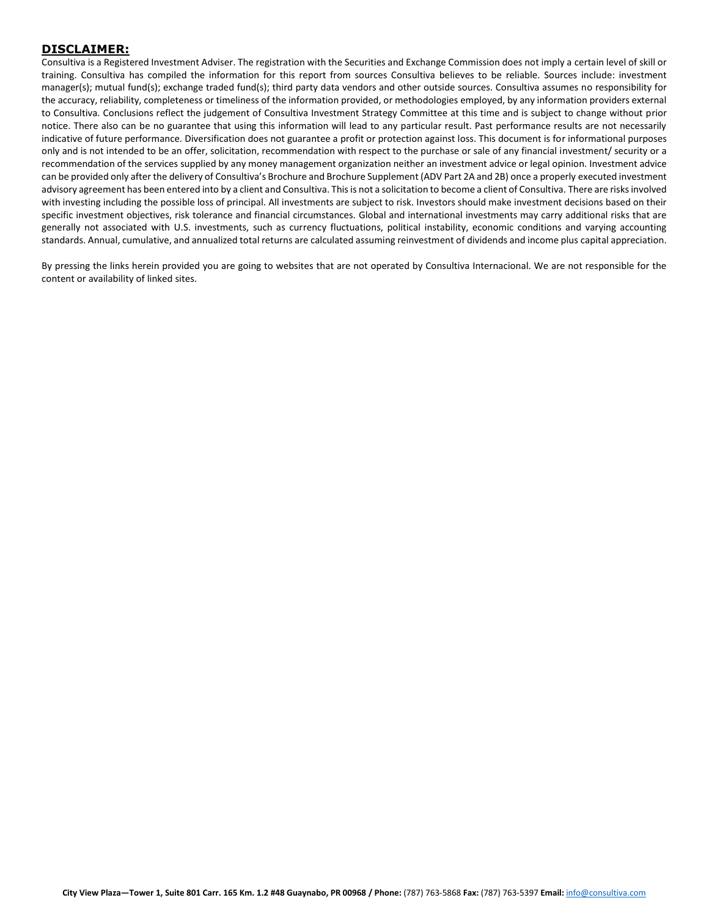## DISCLAIMER:

Consultiva is a Registered Investment Adviser. The registration with the Securities and Exchange Commission does not imply a certain level of skill or training. Consultiva has compiled the information for this report from sources Consultiva believes to be reliable. Sources include: investment manager(s); mutual fund(s); exchange traded fund(s); third party data vendors and other outside sources. Consultiva assumes no responsibility for the accuracy, reliability, completeness or timeliness of the information provided, or methodologies employed, by any information providers external to Consultiva. Conclusions reflect the judgement of Consultiva Investment Strategy Committee at this time and is subject to change without prior notice. There also can be no guarantee that using this information will lead to any particular result. Past performance results are not necessarily indicative of future performance. Diversification does not guarantee a profit or protection against loss. This document is for informational purposes only and is not intended to be an offer, solicitation, recommendation with respect to the purchase or sale of any financial investment/ security or a recommendation of the services supplied by any money management organization neither an investment advice or legal opinion. Investment advice can be provided only after the delivery of Consultiva's Brochure and Brochure Supplement (ADV Part 2A and 2B) once a properly executed investment advisory agreement has been entered into by a client and Consultiva. This is not a solicitation to become a client of Consultiva. There are risks involved with investing including the possible loss of principal. All investments are subject to risk. Investors should make investment decisions based on their specific investment objectives, risk tolerance and financial circumstances. Global and international investments may carry additional risks that are generally not associated with U.S. investments, such as currency fluctuations, political instability, economic conditions and varying accounting standards. Annual, cumulative, and annualized total returns are calculated assuming reinvestment of dividends and income plus capital appreciation.

By pressing the links herein provided you are going to websites that are not operated by Consultiva Internacional. We are not responsible for the content or availability of linked sites.

**City View Plaza—Tower 1, Suite 801 Carr. 165 Km. 1.2 #48 Guaynabo, PR 00968 / Phone:** (787) 763-5868 **Fax:** (787) 763-5397 **Email:** info@consultiva.com